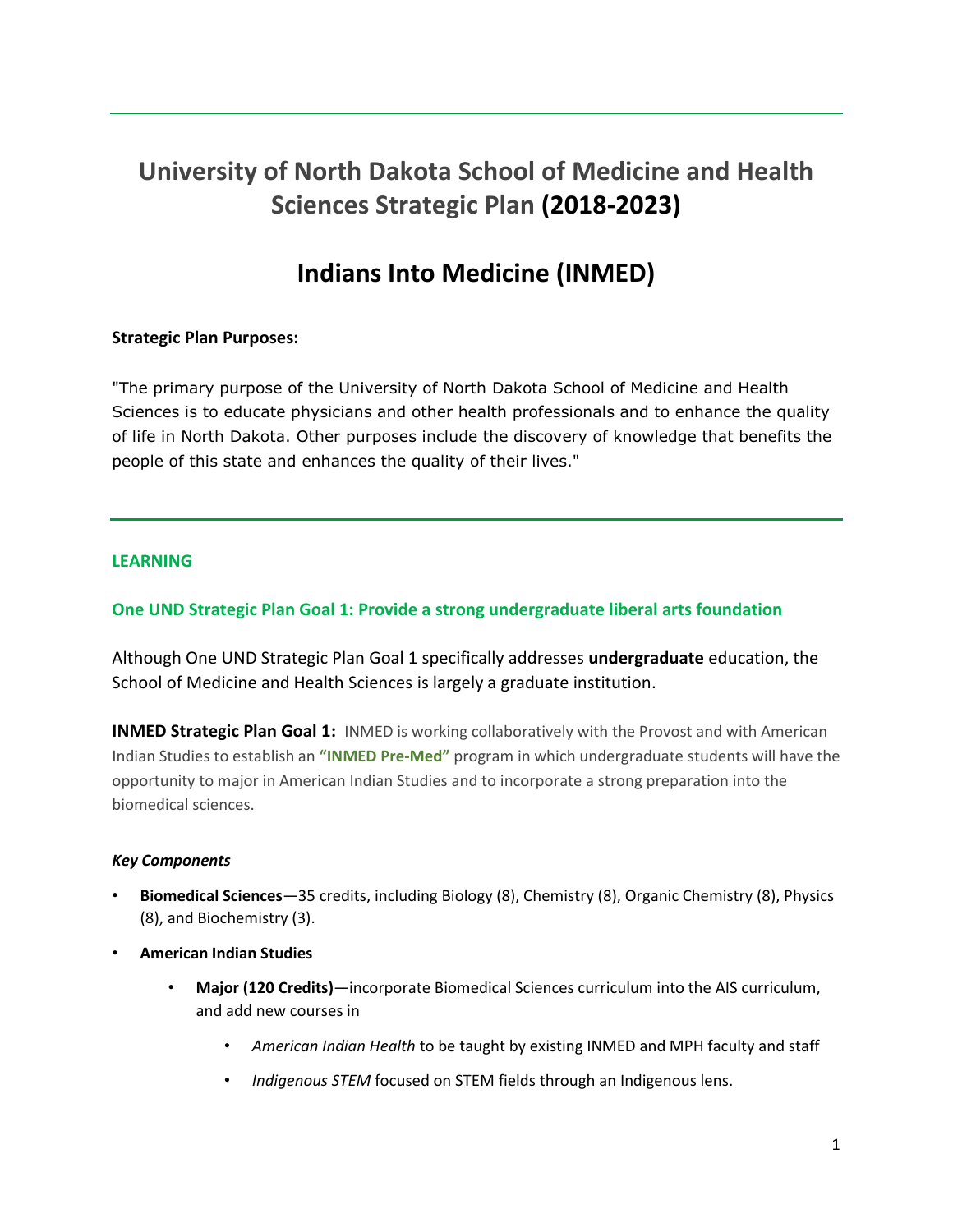# University of North Dakota School of Medicine and Health Sciences Strategic Plan (2018-2023)

# Indians Into Medicine (INMED)

**Strategic Plan Purposes:**

"The primary purpose of the University of North Dakota School of Medicine and Health Sciences is to educate physicians and other health professionals and to enhance the quality of life in North Dakota. Other purposes include the discovery of knowledge that benefits the people of this state and enhances the quality of their lives."

---

## LEARNING

### One UND Strategic Plan Goal 1: Provide a strong undergraduate liberal arts foundation

Although One UND Strategic Plan Goal 1 specifically addresses **undergraduate** education, the School of Medicine and Health Sciences is largely a graduate institution.

**INMED Strategic Plan Goal 1:** INMED is working collaboratively with the Provost and with American Indian Studies to establish an **"INMED Pre-Med"** program in which undergraduate students will have the opportunity to major in American Indian Studies and to incorporate a strong preparation into the biomedical sciences.

***Key Components***

- **Biomedical Sciences**—35 credits, including Biology (8), Chemistry (8), Organic Chemistry (8), Physics (8), and Biochemistry (3).
- **American Indian Studies**
  - **Major (120 Credits)**—incorporate Biomedical Sciences curriculum into the AIS curriculum, and add new courses in
    - *American Indian Health* to be taught by existing INMED and MPH faculty and staff
    - *Indigenous STEM* focused on STEM fields through an Indigenous lens.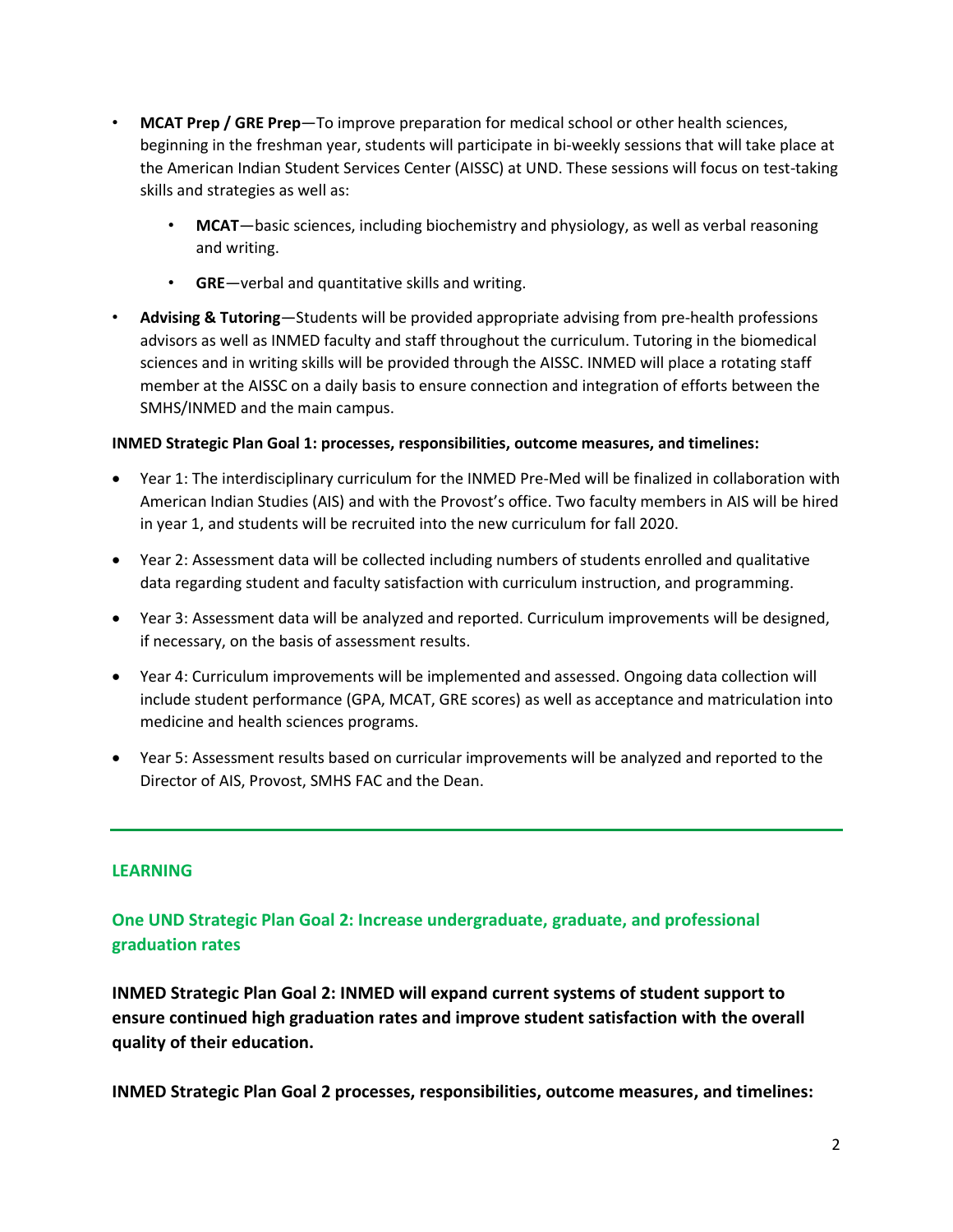- **MCAT Prep / GRE Prep**—To improve preparation for medical school or other health sciences, beginning in the freshman year, students will participate in bi-weekly sessions that will take place at the American Indian Student Services Center (AISSC) at UND. These sessions will focus on test-taking skills and strategies as well as:
    - **MCAT**—basic sciences, including biochemistry and physiology, as well as verbal reasoning and writing.
    - **GRE**—verbal and quantitative skills and writing.
- **Advising & Tutoring**—Students will be provided appropriate advising from pre-health professions advisors as well as INMED faculty and staff throughout the curriculum. Tutoring in the biomedical sciences and in writing skills will be provided through the AISSC. INMED will place a rotating staff member at the AISSC on a daily basis to ensure connection and integration of efforts between the SMHS/INMED and the main campus.

**INMED Strategic Plan Goal 1: processes, responsibilities, outcome measures, and timelines:**

- Year 1: The interdisciplinary curriculum for the INMED Pre-Med will be finalized in collaboration with American Indian Studies (AIS) and with the Provost's office. Two faculty members in AIS will be hired in year 1, and students will be recruited into the new curriculum for fall 2020.
- Year 2: Assessment data will be collected including numbers of students enrolled and qualitative data regarding student and faculty satisfaction with curriculum instruction, and programming.
- Year 3: Assessment data will be analyzed and reported. Curriculum improvements will be designed, if necessary, on the basis of assessment results.
- Year 4: Curriculum improvements will be implemented and assessed. Ongoing data collection will include student performance (GPA, MCAT, GRE scores) as well as acceptance and matriculation into medicine and health sciences programs.
- Year 5: Assessment results based on curricular improvements will be analyzed and reported to the Director of AIS, Provost, SMHS FAC and the Dean.

---

## LEARNING

### One UND Strategic Plan Goal 2: Increase undergraduate, graduate, and professional graduation rates

**INMED Strategic Plan Goal 2: INMED will expand current systems of student support to ensure continued high graduation rates and improve student satisfaction with the overall quality of their education.**

**INMED Strategic Plan Goal 2 processes, responsibilities, outcome measures, and timelines:**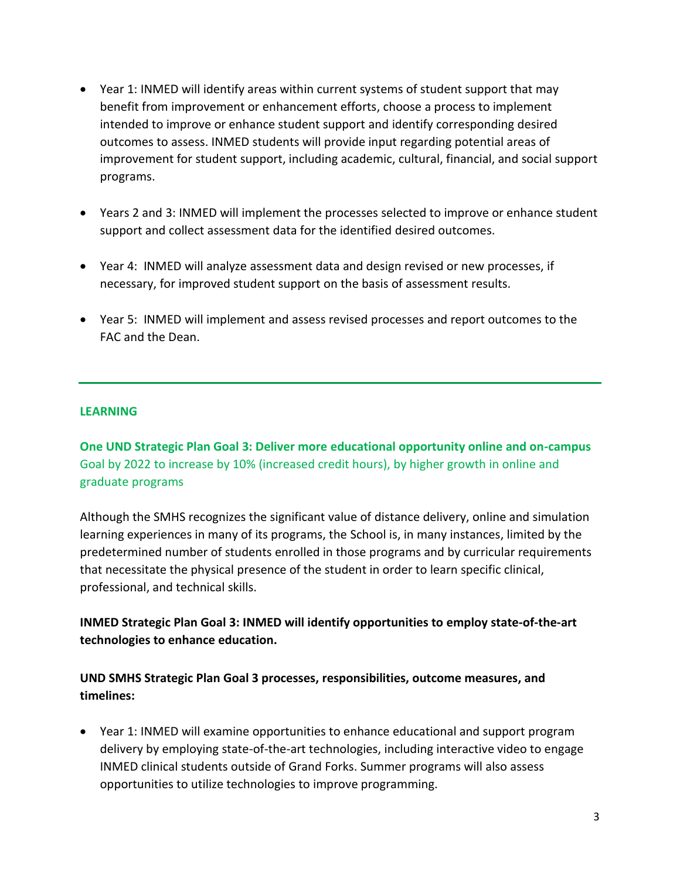- Year 1: INMED will identify areas within current systems of student support that may benefit from improvement or enhancement efforts, choose a process to implement intended to improve or enhance student support and identify corresponding desired outcomes to assess. INMED students will provide input regarding potential areas of improvement for student support, including academic, cultural, financial, and social support programs.

- Years 2 and 3: INMED will implement the processes selected to improve or enhance student support and collect assessment data for the identified desired outcomes.

- Year 4: INMED will analyze assessment data and design revised or new processes, if necessary, for improved student support on the basis of assessment results.

- Year 5: INMED will implement and assess revised processes and report outcomes to the FAC and the Dean.

---

## LEARNING

**One UND Strategic Plan Goal 3: Deliver more educational opportunity online and on-campus**
Goal by 2022 to increase by 10% (increased credit hours), by higher growth in online and graduate programs

Although the SMHS recognizes the significant value of distance delivery, online and simulation learning experiences in many of its programs, the School is, in many instances, limited by the predetermined number of students enrolled in those programs and by curricular requirements that necessitate the physical presence of the student in order to learn specific clinical, professional, and technical skills.

**INMED Strategic Plan Goal 3: INMED will identify opportunities to employ state-of-the-art technologies to enhance education.**

**UND SMHS Strategic Plan Goal 3 processes, responsibilities, outcome measures, and timelines:**

- Year 1: INMED will examine opportunities to enhance educational and support program delivery by employing state-of-the-art technologies, including interactive video to engage INMED clinical students outside of Grand Forks. Summer programs will also assess opportunities to utilize technologies to improve programming.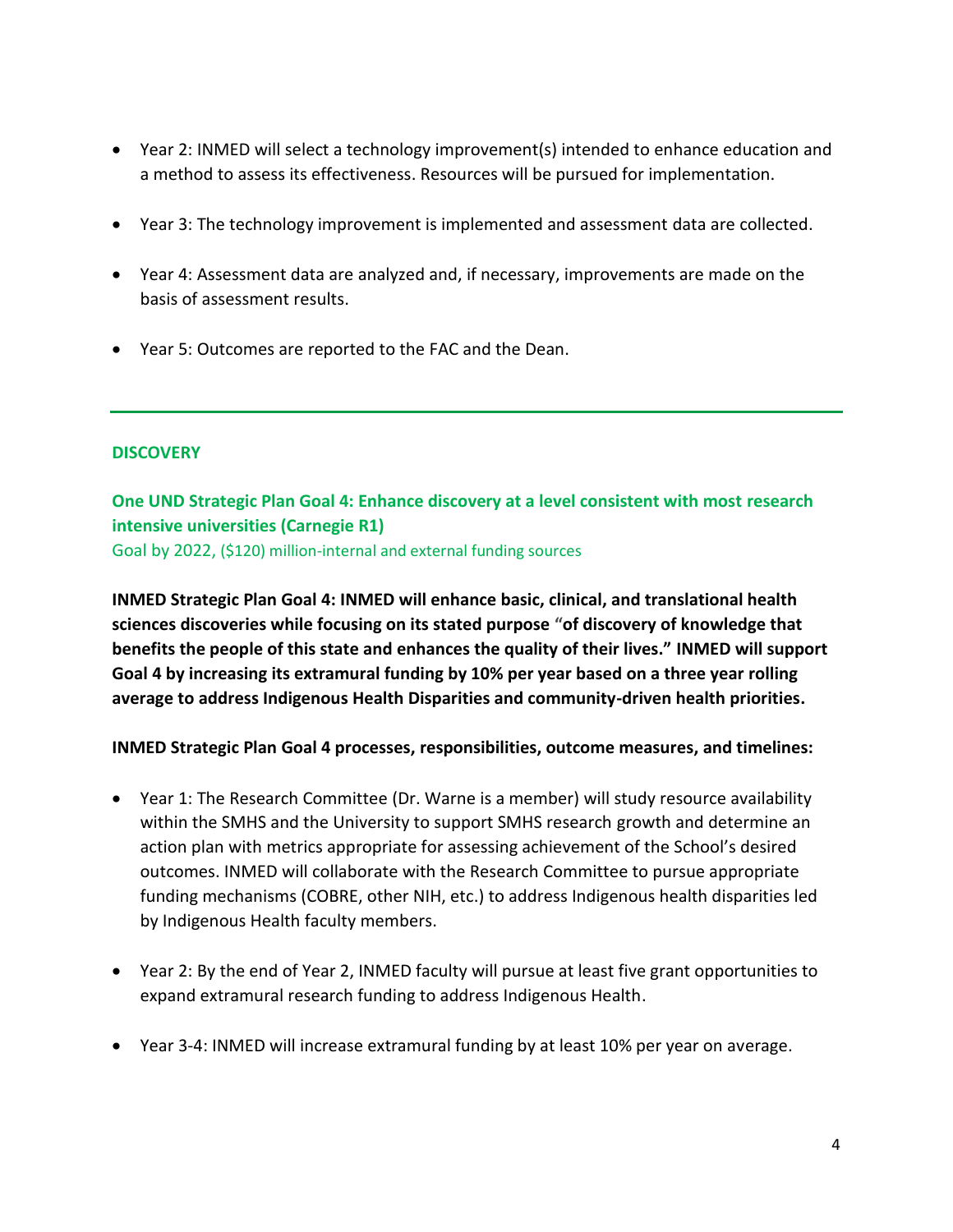- Year 2: INMED will select a technology improvement(s) intended to enhance education and a method to assess its effectiveness. Resources will be pursued for implementation.
- Year 3: The technology improvement is implemented and assessment data are collected.
- Year 4: Assessment data are analyzed and, if necessary, improvements are made on the basis of assessment results.
- Year 5: Outcomes are reported to the FAC and the Dean.

---

## DISCOVERY

### One UND Strategic Plan Goal 4: Enhance discovery at a level consistent with most research intensive universities (Carnegie R1)

Goal by 2022, ($120) million-internal and external funding sources

**INMED Strategic Plan Goal 4: INMED will enhance basic, clinical, and translational health sciences discoveries while focusing on its stated purpose "of discovery of knowledge that benefits the people of this state and enhances the quality of their lives." INMED will support Goal 4 by increasing its extramural funding by 10% per year based on a three year rolling average to address Indigenous Health Disparities and community-driven health priorities.**

**INMED Strategic Plan Goal 4 processes, responsibilities, outcome measures, and timelines:**

- Year 1: The Research Committee (Dr. Warne is a member) will study resource availability within the SMHS and the University to support SMHS research growth and determine an action plan with metrics appropriate for assessing achievement of the School's desired outcomes. INMED will collaborate with the Research Committee to pursue appropriate funding mechanisms (COBRE, other NIH, etc.) to address Indigenous health disparities led by Indigenous Health faculty members.
- Year 2: By the end of Year 2, INMED faculty will pursue at least five grant opportunities to expand extramural research funding to address Indigenous Health.
- Year 3-4: INMED will increase extramural funding by at least 10% per year on average.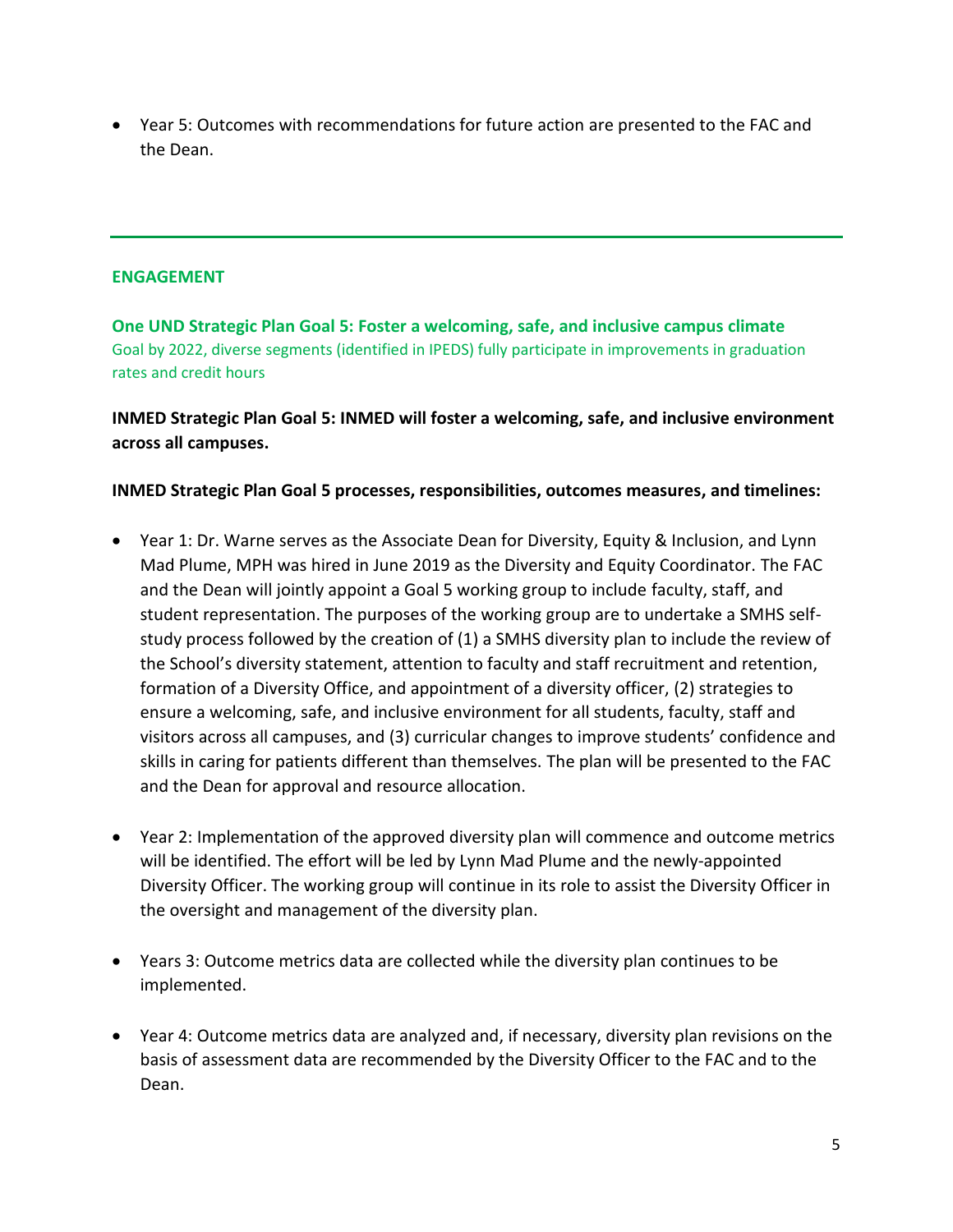- Year 5: Outcomes with recommendations for future action are presented to the FAC and the Dean.

---

## ENGAGEMENT

**One UND Strategic Plan Goal 5: Foster a welcoming, safe, and inclusive campus climate**
Goal by 2022, diverse segments (identified in IPEDS) fully participate in improvements in graduation rates and credit hours

**INMED Strategic Plan Goal 5: INMED will foster a welcoming, safe, and inclusive environment across all campuses.**

**INMED Strategic Plan Goal 5 processes, responsibilities, outcomes measures, and timelines:**

- Year 1: Dr. Warne serves as the Associate Dean for Diversity, Equity & Inclusion, and Lynn Mad Plume, MPH was hired in June 2019 as the Diversity and Equity Coordinator. The FAC and the Dean will jointly appoint a Goal 5 working group to include faculty, staff, and student representation. The purposes of the working group are to undertake a SMHS self-study process followed by the creation of (1) a SMHS diversity plan to include the review of the School's diversity statement, attention to faculty and staff recruitment and retention, formation of a Diversity Office, and appointment of a diversity officer, (2) strategies to ensure a welcoming, safe, and inclusive environment for all students, faculty, staff and visitors across all campuses, and (3) curricular changes to improve students' confidence and skills in caring for patients different than themselves. The plan will be presented to the FAC and the Dean for approval and resource allocation.

- Year 2: Implementation of the approved diversity plan will commence and outcome metrics will be identified. The effort will be led by Lynn Mad Plume and the newly-appointed Diversity Officer. The working group will continue in its role to assist the Diversity Officer in the oversight and management of the diversity plan.

- Years 3: Outcome metrics data are collected while the diversity plan continues to be implemented.

- Year 4: Outcome metrics data are analyzed and, if necessary, diversity plan revisions on the basis of assessment data are recommended by the Diversity Officer to the FAC and to the Dean.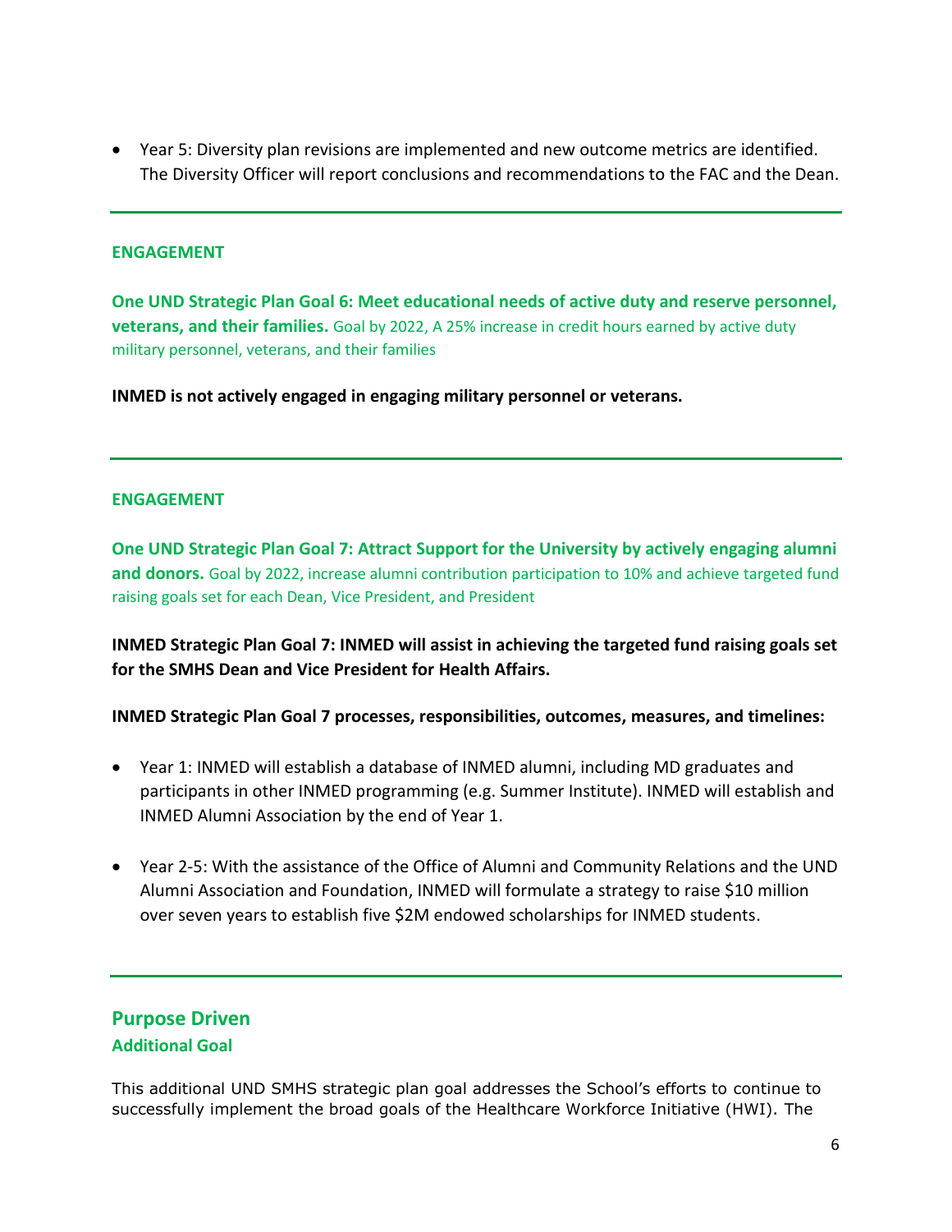- Year 5: Diversity plan revisions are implemented and new outcome metrics are identified. The Diversity Officer will report conclusions and recommendations to the FAC and the Dean.

---

**ENGAGEMENT**

**One UND Strategic Plan Goal 6: Meet educational needs of active duty and reserve personnel, veterans, and their families.** Goal by 2022, A 25% increase in credit hours earned by active duty military personnel, veterans, and their families

**INMED is not actively engaged in engaging military personnel or veterans.**

---

**ENGAGEMENT**

**One UND Strategic Plan Goal 7: Attract Support for the University by actively engaging alumni and donors.** Goal by 2022, increase alumni contribution participation to 10% and achieve targeted fund raising goals set for each Dean, Vice President, and President

**INMED Strategic Plan Goal 7: INMED will assist in achieving the targeted fund raising goals set for the SMHS Dean and Vice President for Health Affairs.**

**INMED Strategic Plan Goal 7 processes, responsibilities, outcomes, measures, and timelines:**

- Year 1: INMED will establish a database of INMED alumni, including MD graduates and participants in other INMED programming (e.g. Summer Institute). INMED will establish and INMED Alumni Association by the end of Year 1.
- Year 2-5: With the assistance of the Office of Alumni and Community Relations and the UND Alumni Association and Foundation, INMED will formulate a strategy to raise $10 million over seven years to establish five $2M endowed scholarships for INMED students.

---

## Purpose Driven

### Additional Goal

This additional UND SMHS strategic plan goal addresses the School's efforts to continue to successfully implement the broad goals of the Healthcare Workforce Initiative (HWI). The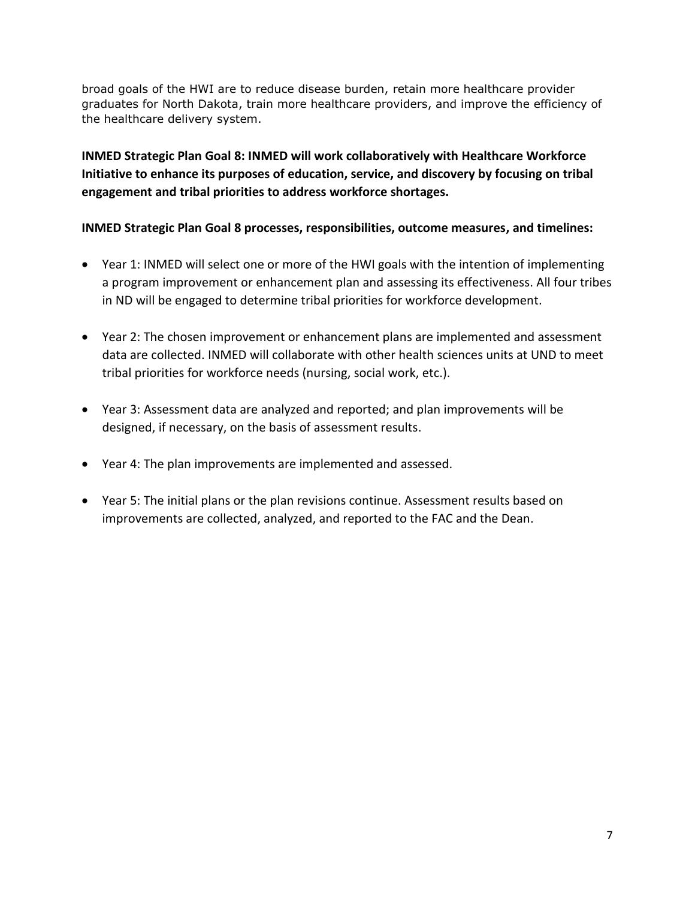broad goals of the HWI are to reduce disease burden, retain more healthcare provider graduates for North Dakota, train more healthcare providers, and improve the efficiency of the healthcare delivery system.

**INMED Strategic Plan Goal 8: INMED will work collaboratively with Healthcare Workforce Initiative to enhance its purposes of education, service, and discovery by focusing on tribal engagement and tribal priorities to address workforce shortages.**

**INMED Strategic Plan Goal 8 processes, responsibilities, outcome measures, and timelines:**

- Year 1: INMED will select one or more of the HWI goals with the intention of implementing a program improvement or enhancement plan and assessing its effectiveness. All four tribes in ND will be engaged to determine tribal priorities for workforce development.
- Year 2: The chosen improvement or enhancement plans are implemented and assessment data are collected. INMED will collaborate with other health sciences units at UND to meet tribal priorities for workforce needs (nursing, social work, etc.).
- Year 3: Assessment data are analyzed and reported; and plan improvements will be designed, if necessary, on the basis of assessment results.
- Year 4: The plan improvements are implemented and assessed.
- Year 5: The initial plans or the plan revisions continue. Assessment results based on improvements are collected, analyzed, and reported to the FAC and the Dean.